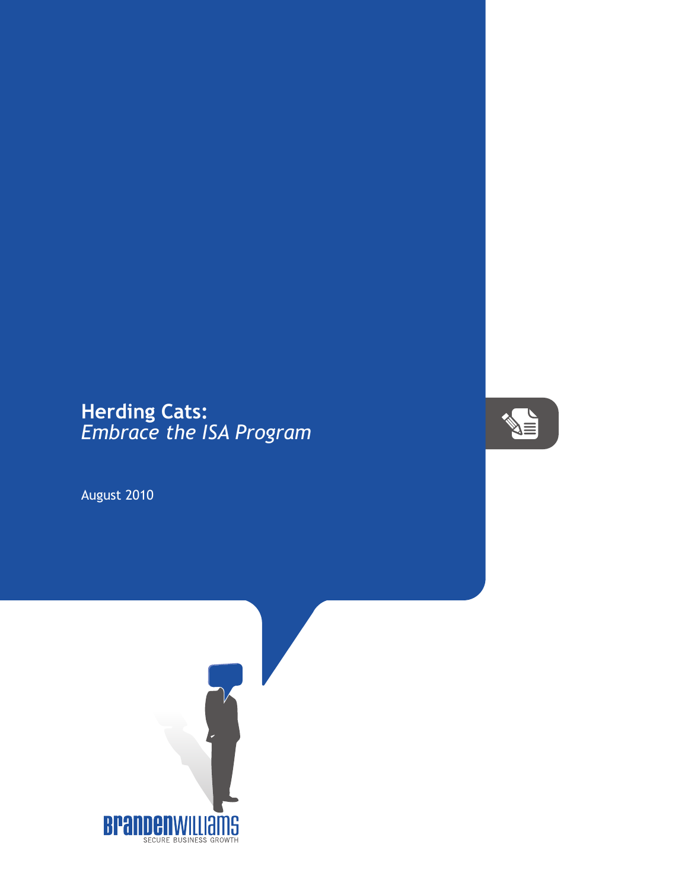# Herding Cats:
*Embrace the ISA Program*

August 2010

BRANDENWILLIAMS
SECURE BUSINESS GROWTH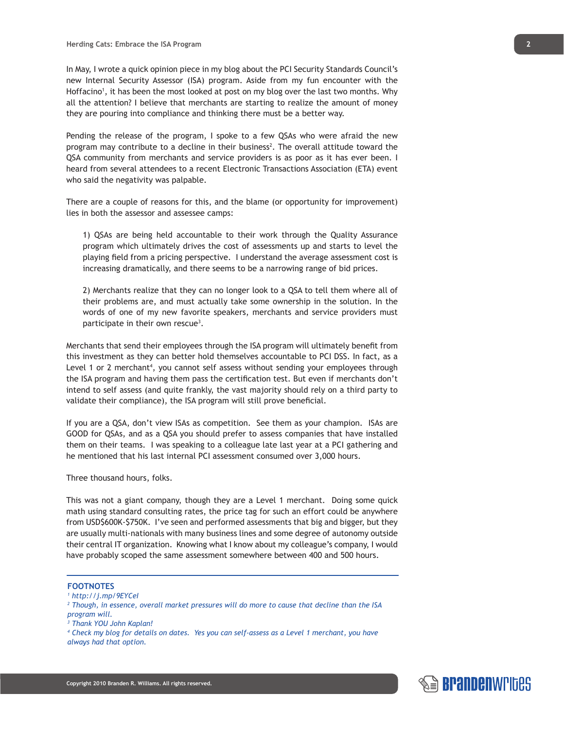In May, I wrote a quick opinion piece in my blog about the PCI Security Standards Council's new Internal Security Assessor (ISA) program. Aside from my fun encounter with the Hoffacino[1], it has been the most looked at post on my blog over the last two months. Why all the attention? I believe that merchants are starting to realize the amount of money they are pouring into compliance and thinking there must be a better way.

Pending the release of the program, I spoke to a few QSAs who were afraid the new program may contribute to a decline in their business[2]. The overall attitude toward the QSA community from merchants and service providers is as poor as it has ever been. I heard from several attendees to a recent Electronic Transactions Association (ETA) event who said the negativity was palpable.

There are a couple of reasons for this, and the blame (or opportunity for improvement) lies in both the assessor and assessee camps:

1) QSAs are being held accountable to their work through the Quality Assurance program which ultimately drives the cost of assessments up and starts to level the playing field from a pricing perspective. I understand the average assessment cost is increasing dramatically, and there seems to be a narrowing range of bid prices.

2) Merchants realize that they can no longer look to a QSA to tell them where all of their problems are, and must actually take some ownership in the solution. In the words of one of my new favorite speakers, merchants and service providers must participate in their own rescue[3].

Merchants that send their employees through the ISA program will ultimately benefit from this investment as they can better hold themselves accountable to PCI DSS. In fact, as a Level 1 or 2 merchant[4], you cannot self assess without sending your employees through the ISA program and having them pass the certification test. But even if merchants don't intend to self assess (and quite frankly, the vast majority should rely on a third party to validate their compliance), the ISA program will still prove beneficial.

If you are a QSA, don't view ISAs as competition. See them as your champion. ISAs are GOOD for QSAs, and as a QSA you should prefer to assess companies that have installed them on their teams. I was speaking to a colleague late last year at a PCI gathering and he mentioned that his last internal PCI assessment consumed over 3,000 hours.

Three thousand hours, folks.

This was not a giant company, though they are a Level 1 merchant. Doing some quick math using standard consulting rates, the price tag for such an effort could be anywhere from USD$600K-$750K. I've seen and performed assessments that big and bigger, but they are usually multi-nationals with many business lines and some degree of autonomy outside their central IT organization. Knowing what I know about my colleague's company, I would have probably scoped the same assessment somewhere between 400 and 500 hours.

---

**FOOTNOTES**

[1] *http://j.mp/9EYCeI*

[2] *Though, in essence, overall market pressures will do more to cause that decline than the ISA program will.*

[3] *Thank YOU John Kaplan!*

[4] *Check my blog for details on dates. Yes you can self-assess as a Level 1 merchant, you have always had that option.*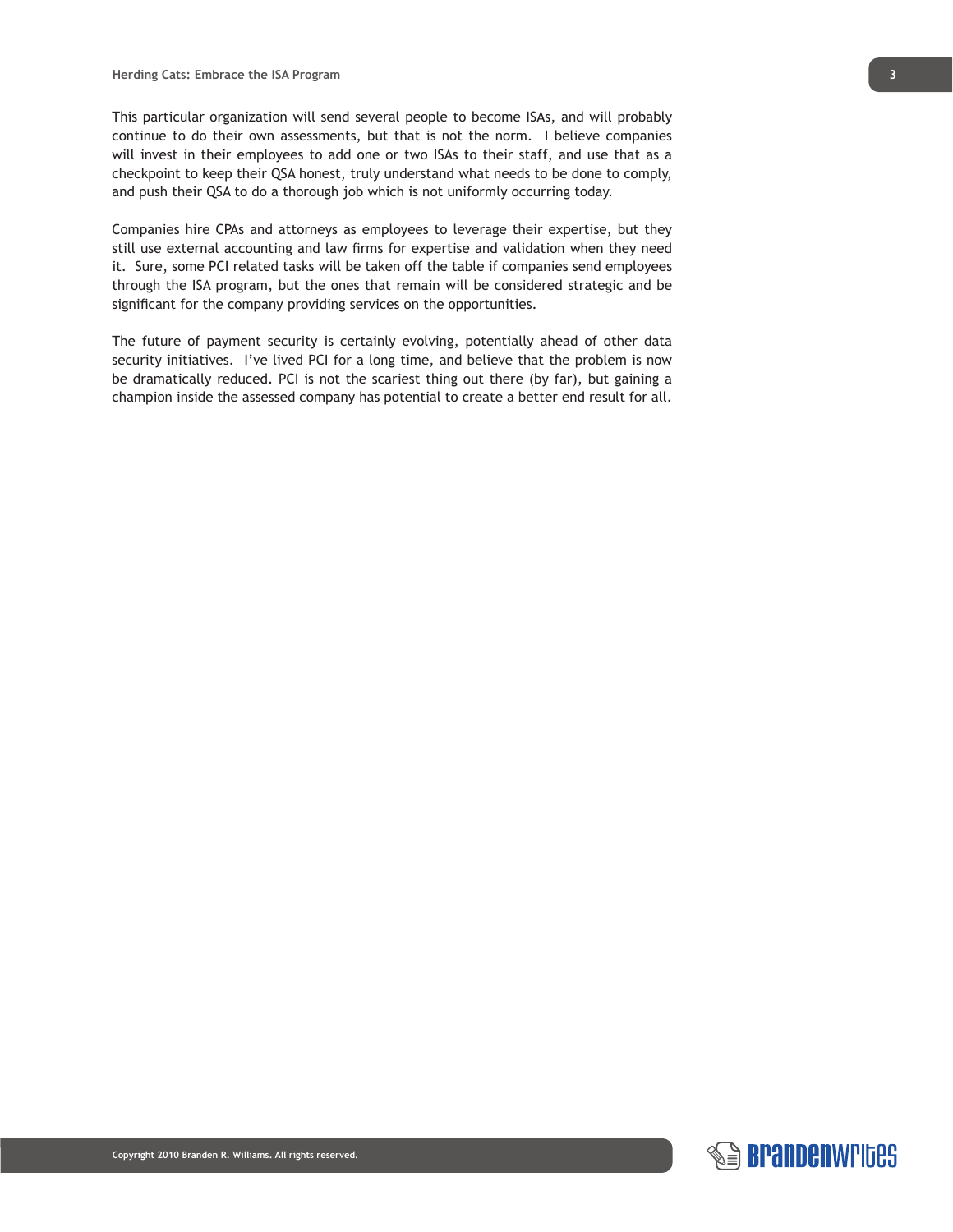This particular organization will send several people to become ISAs, and will probably continue to do their own assessments, but that is not the norm. I believe companies will invest in their employees to add one or two ISAs to their staff, and use that as a checkpoint to keep their QSA honest, truly understand what needs to be done to comply, and push their QSA to do a thorough job which is not uniformly occurring today.

Companies hire CPAs and attorneys as employees to leverage their expertise, but they still use external accounting and law firms for expertise and validation when they need it. Sure, some PCI related tasks will be taken off the table if companies send employees through the ISA program, but the ones that remain will be considered strategic and be significant for the company providing services on the opportunities.

The future of payment security is certainly evolving, potentially ahead of other data security initiatives. I've lived PCI for a long time, and believe that the problem is now be dramatically reduced. PCI is not the scariest thing out there (by far), but gaining a champion inside the assessed company has potential to create a better end result for all.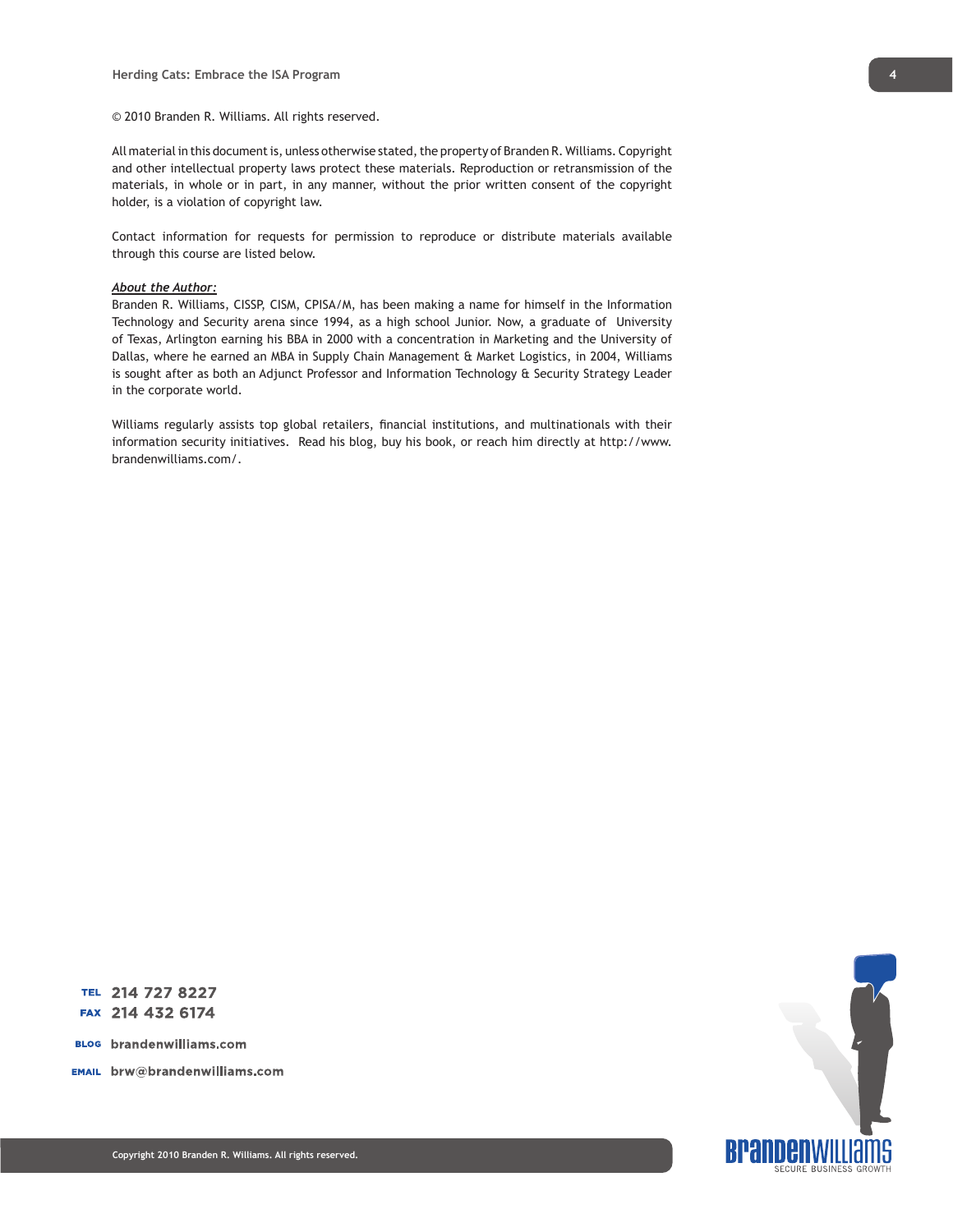© 2010 Branden R. Williams. All rights reserved.

All material in this document is, unless otherwise stated, the property of Branden R. Williams. Copyright and other intellectual property laws protect these materials. Reproduction or retransmission of the materials, in whole or in part, in any manner, without the prior written consent of the copyright holder, is a violation of copyright law.

Contact information for requests for permission to reproduce or distribute materials available through this course are listed below.

***About the Author:***

Branden R. Williams, CISSP, CISM, CPISA/M, has been making a name for himself in the Information Technology and Security arena since 1994, as a high school Junior. Now, a graduate of University of Texas, Arlington earning his BBA in 2000 with a concentration in Marketing and the University of Dallas, where he earned an MBA in Supply Chain Management & Market Logistics, in 2004, Williams is sought after as both an Adjunct Professor and Information Technology & Security Strategy Leader in the corporate world.

Williams regularly assists top global retailers, financial institutions, and multinationals with their information security initiatives. Read his blog, buy his book, or reach him directly at http://www.brandenwilliams.com/.

**TEL** 214 727 8227
**FAX** 214 432 6174

**BLOG** brandenwilliams.com

**EMAIL** brw@brandenwilliams.com

BrandenWilliams
SECURE BUSINESS GROWTH